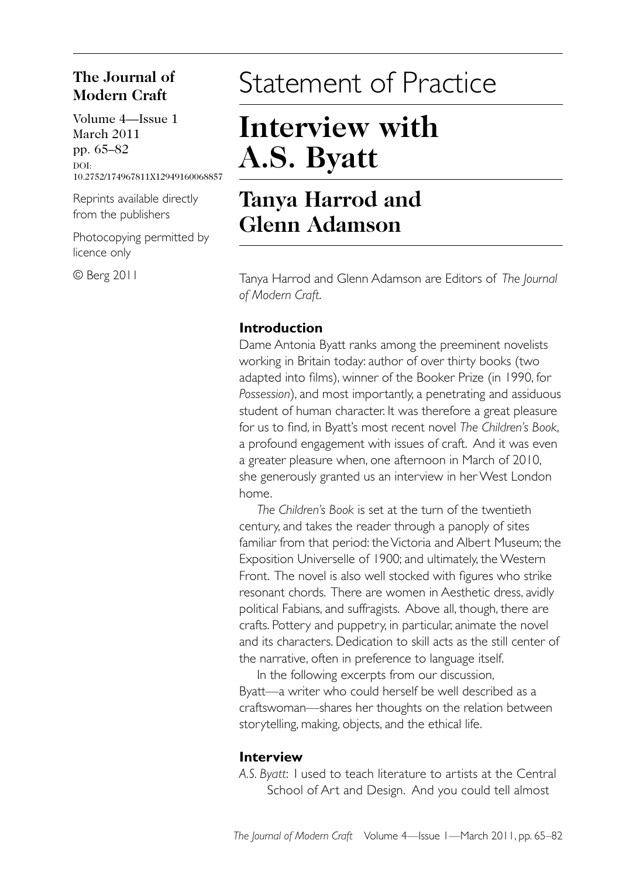**The Journal of Modern Craft**

Volume 4—Issue 1
March 2011
pp. 65–82
DOI:
10.2752/174967811X12949160068857

Reprints available directly from the publishers

Photocopying permitted by licence only

© Berg 2011

# Statement of Practice

# Interview with A.S. Byatt

## Tanya Harrod and Glenn Adamson

Tanya Harrod and Glenn Adamson are Editors of *The Journal of Modern Craft*.

### Introduction

Dame Antonia Byatt ranks among the preeminent novelists working in Britain today: author of over thirty books (two adapted into films), winner of the Booker Prize (in 1990, for *Possession*), and most importantly, a penetrating and assiduous student of human character. It was therefore a great pleasure for us to find, in Byatt's most recent novel *The Children's Book*, a profound engagement with issues of craft. And it was even a greater pleasure when, one afternoon in March of 2010, she generously granted us an interview in her West London home.

*The Children's Book* is set at the turn of the twentieth century, and takes the reader through a panoply of sites familiar from that period: the Victoria and Albert Museum; the Exposition Universelle of 1900; and ultimately, the Western Front. The novel is also well stocked with figures who strike resonant chords. There are women in Aesthetic dress, avidly political Fabians, and suffragists. Above all, though, there are crafts. Pottery and puppetry, in particular, animate the novel and its characters. Dedication to skill acts as the still center of the narrative, often in preference to language itself.

In the following excerpts from our discussion, Byatt—a writer who could herself be well described as a craftswoman—shares her thoughts on the relation between storytelling, making, objects, and the ethical life.

### Interview

*A.S. Byatt*: I used to teach literature to artists at the Central School of Art and Design. And you could tell almost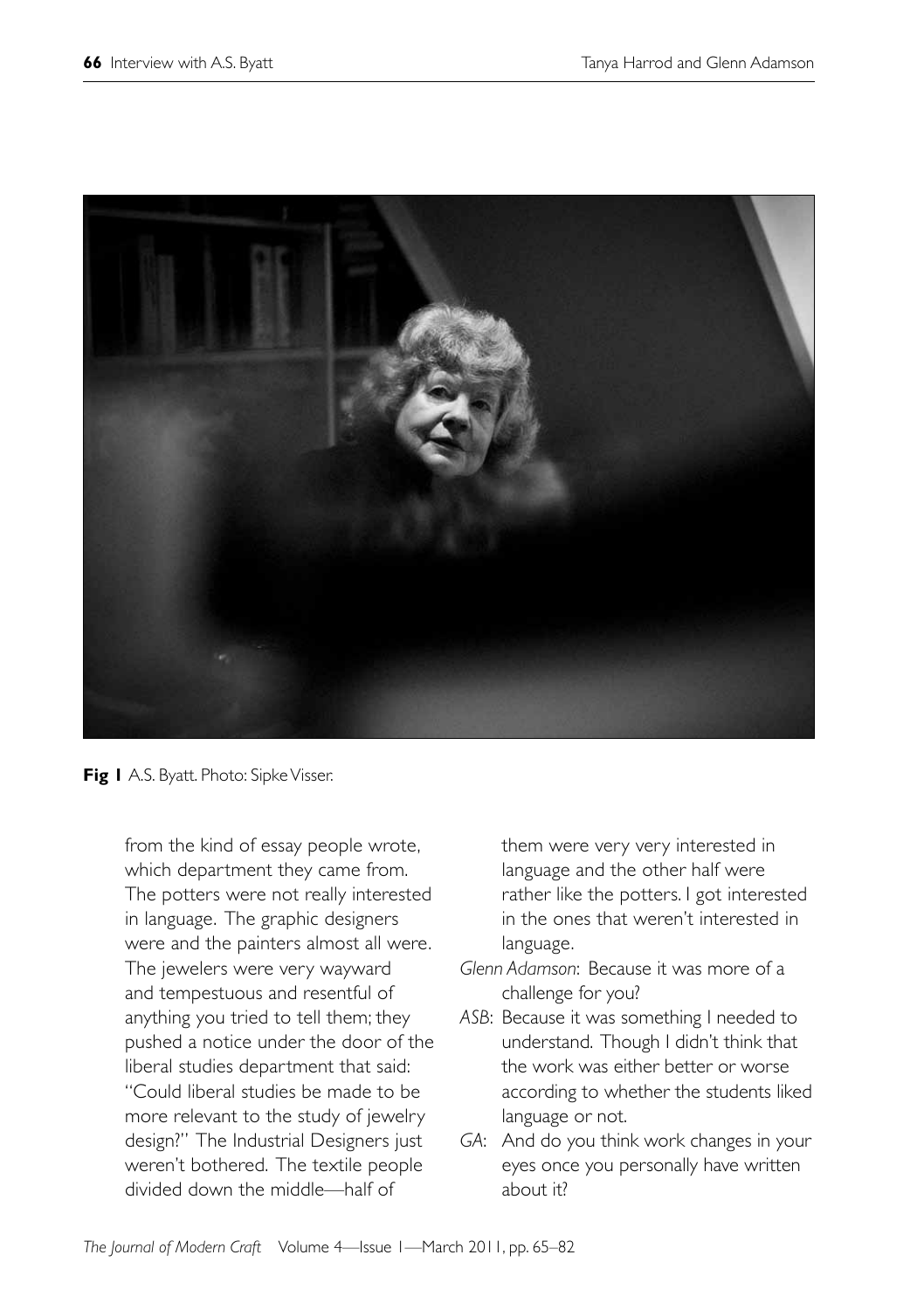Fig 1 A.S. Byatt. Photo: Sipke Visser.

from the kind of essay people wrote, which department they came from. The potters were not really interested in language. The graphic designers were and the painters almost all were. The jewelers were very wayward and tempestuous and resentful of anything you tried to tell them; they pushed a notice under the door of the liberal studies department that said: "Could liberal studies be made to be more relevant to the study of jewelry design?" The Industrial Designers just weren't bothered. The textile people divided down the middle—half of them were very very interested in language and the other half were rather like the potters. I got interested in the ones that weren't interested in language.

*Glenn Adamson*: Because it was more of a challenge for you?

*ASB*: Because it was something I needed to understand. Though I didn't think that the work was either better or worse according to whether the students liked language or not.

*GA*: And do you think work changes in your eyes once you personally have written about it?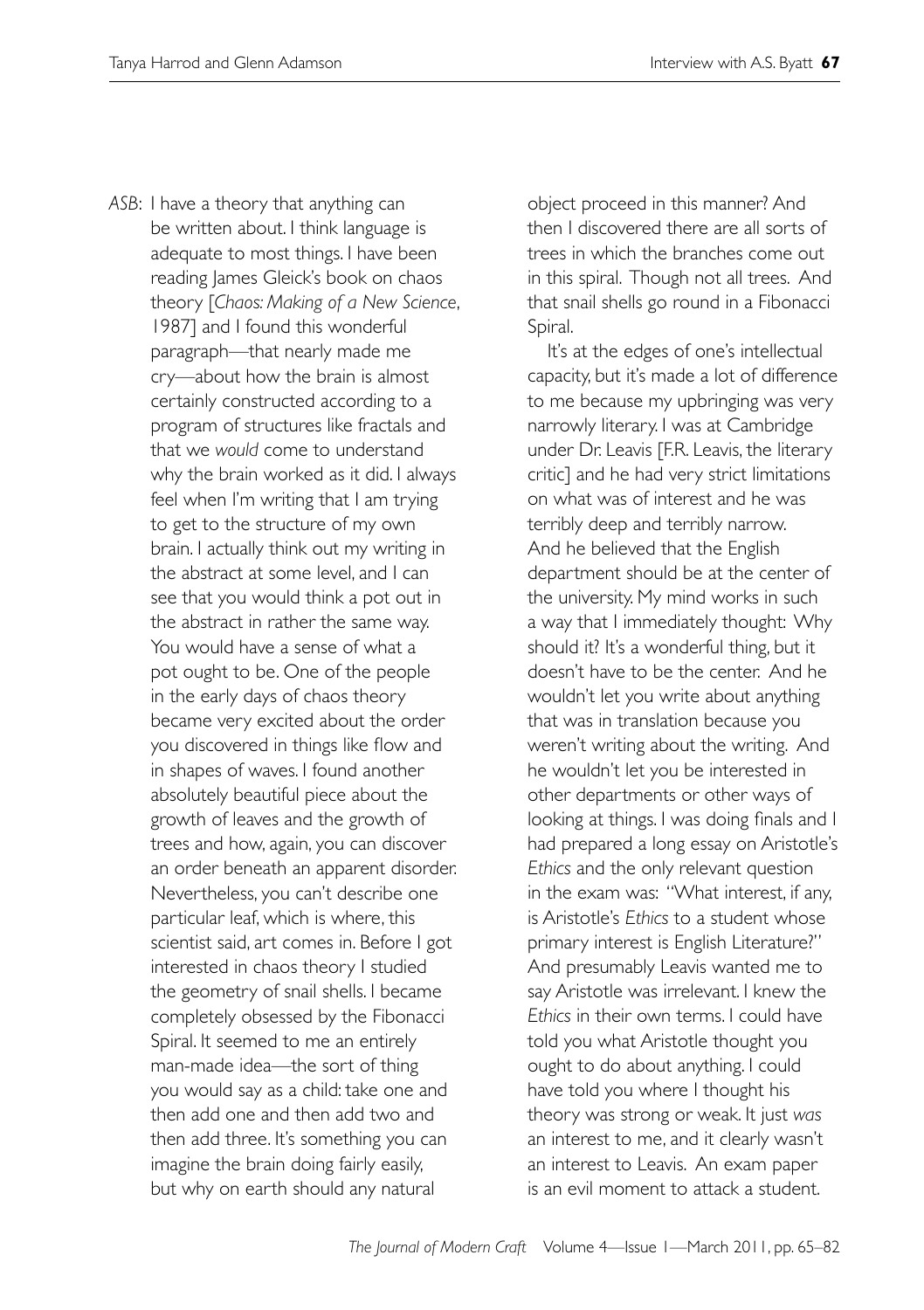*ASB*: I have a theory that anything can be written about. I think language is adequate to most things. I have been reading James Gleick's book on chaos theory [*Chaos: Making of a New Science*, 1987] and I found this wonderful paragraph—that nearly made me cry—about how the brain is almost certainly constructed according to a program of structures like fractals and that we *would* come to understand why the brain worked as it did. I always feel when I'm writing that I am trying to get to the structure of my own brain. I actually think out my writing in the abstract at some level, and I can see that you would think a pot out in the abstract in rather the same way. You would have a sense of what a pot ought to be. One of the people in the early days of chaos theory became very excited about the order you discovered in things like flow and in shapes of waves. I found another absolutely beautiful piece about the growth of leaves and the growth of trees and how, again, you can discover an order beneath an apparent disorder. Nevertheless, you can't describe one particular leaf, which is where, this scientist said, art comes in. Before I got interested in chaos theory I studied the geometry of snail shells. I became completely obsessed by the Fibonacci Spiral. It seemed to me an entirely man-made idea—the sort of thing you would say as a child: take one and then add one and then add two and then add three. It's something you can imagine the brain doing fairly easily, but why on earth should any natural object proceed in this manner? And then I discovered there are all sorts of trees in which the branches come out in this spiral. Though not all trees. And that snail shells go round in a Fibonacci Spiral.

It's at the edges of one's intellectual capacity, but it's made a lot of difference to me because my upbringing was very narrowly literary. I was at Cambridge under Dr. Leavis [F.R. Leavis, the literary critic] and he had very strict limitations on what was of interest and he was terribly deep and terribly narrow. And he believed that the English department should be at the center of the university. My mind works in such a way that I immediately thought: Why should it? It's a wonderful thing, but it doesn't have to be the center. And he wouldn't let you write about anything that was in translation because you weren't writing about the writing. And he wouldn't let you be interested in other departments or other ways of looking at things. I was doing finals and I had prepared a long essay on Aristotle's *Ethics* and the only relevant question in the exam was: "What interest, if any, is Aristotle's *Ethics* to a student whose primary interest is English Literature?" And presumably Leavis wanted me to say Aristotle was irrelevant. I knew the *Ethics* in their own terms. I could have told you what Aristotle thought you ought to do about anything. I could have told you where I thought his theory was strong or weak. It just *was* an interest to me, and it clearly wasn't an interest to Leavis. An exam paper is an evil moment to attack a student.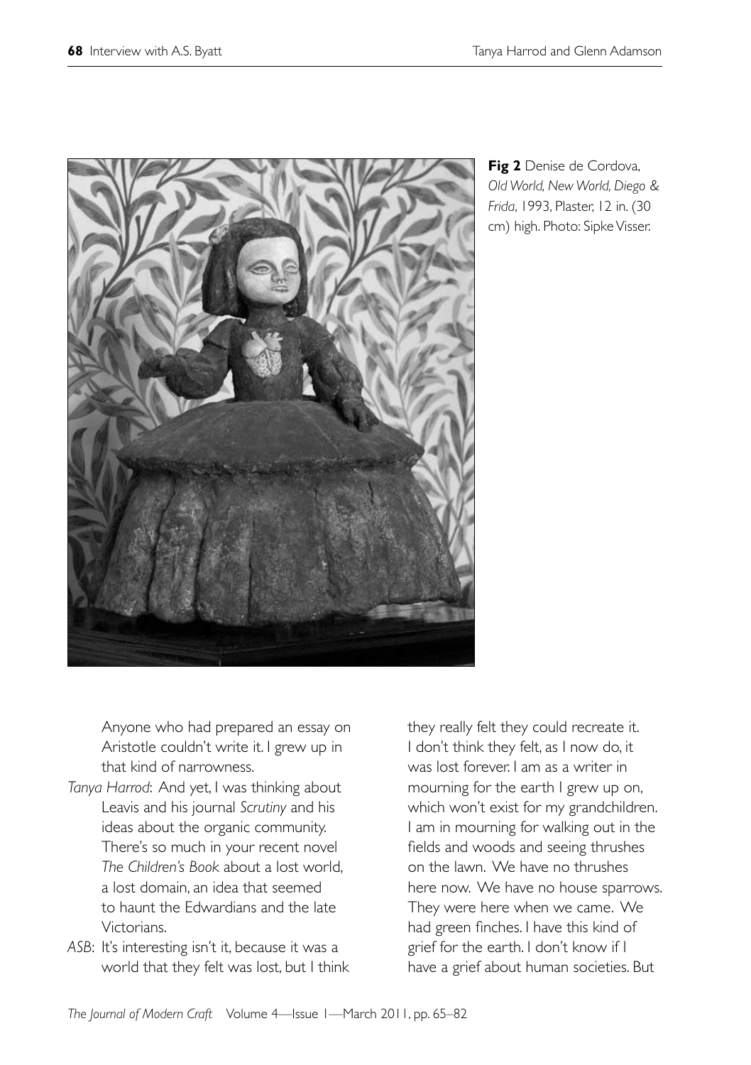**Fig 2** Denise de Cordova, *Old World, New World, Diego & Frida*, 1993, Plaster, 12 in. (30 cm) high. Photo: Sipke Visser.

Anyone who had prepared an essay on Aristotle couldn't write it. I grew up in that kind of narrowness.

*Tanya Harrod*: And yet, I was thinking about Leavis and his journal *Scrutiny* and his ideas about the organic community. There's so much in your recent novel *The Children's Book* about a lost world, a lost domain, an idea that seemed to haunt the Edwardians and the late Victorians.

*ASB*: It's interesting isn't it, because it was a world that they felt was lost, but I think they really felt they could recreate it. I don't think they felt, as I now do, it was lost forever. I am as a writer in mourning for the earth I grew up on, which won't exist for my grandchildren. I am in mourning for walking out in the fields and woods and seeing thrushes on the lawn. We have no thrushes here now. We have no house sparrows. They were here when we came. We had green finches. I have this kind of grief for the earth. I don't know if I have a grief about human societies. But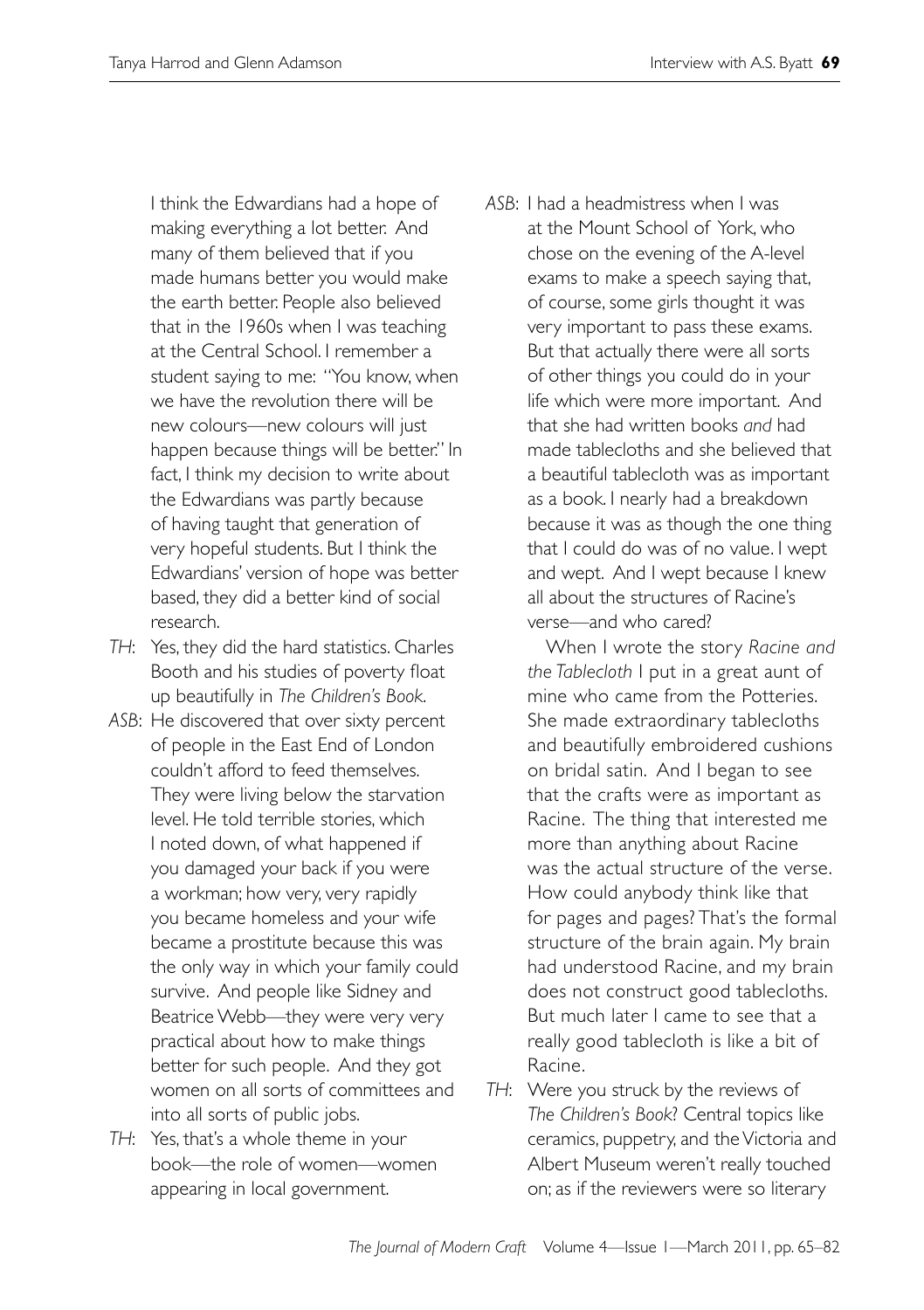I think the Edwardians had a hope of making everything a lot better. And many of them believed that if you made humans better you would make the earth better. People also believed that in the 1960s when I was teaching at the Central School. I remember a student saying to me: "You know, when we have the revolution there will be new colours—new colours will just happen because things will be better." In fact, I think my decision to write about the Edwardians was partly because of having taught that generation of very hopeful students. But I think the Edwardians' version of hope was better based, they did a better kind of social research.

*TH*: Yes, they did the hard statistics. Charles Booth and his studies of poverty float up beautifully in *The Children's Book*.

*ASB*: He discovered that over sixty percent of people in the East End of London couldn't afford to feed themselves. They were living below the starvation level. He told terrible stories, which I noted down, of what happened if you damaged your back if you were a workman; how very, very rapidly you became homeless and your wife became a prostitute because this was the only way in which your family could survive. And people like Sidney and Beatrice Webb—they were very very practical about how to make things better for such people. And they got women on all sorts of committees and into all sorts of public jobs.

*TH*: Yes, that's a whole theme in your book—the role of women—women appearing in local government.

*ASB*: I had a headmistress when I was at the Mount School of York, who chose on the evening of the A-level exams to make a speech saying that, of course, some girls thought it was very important to pass these exams. But that actually there were all sorts of other things you could do in your life which were more important. And that she had written books *and* had made tablecloths and she believed that a beautiful tablecloth was as important as a book. I nearly had a breakdown because it was as though the one thing that I could do was of no value. I wept and wept. And I wept because I knew all about the structures of Racine's verse—and who cared?

When I wrote the story *Racine and the Tablecloth* I put in a great aunt of mine who came from the Potteries. She made extraordinary tablecloths and beautifully embroidered cushions on bridal satin. And I began to see that the crafts were as important as Racine. The thing that interested me more than anything about Racine was the actual structure of the verse. How could anybody think like that for pages and pages? That's the formal structure of the brain again. My brain had understood Racine, and my brain does not construct good tablecloths. But much later I came to see that a really good tablecloth is like a bit of Racine.

*TH*: Were you struck by the reviews of *The Children's Book*? Central topics like ceramics, puppetry, and the Victoria and Albert Museum weren't really touched on; as if the reviewers were so literary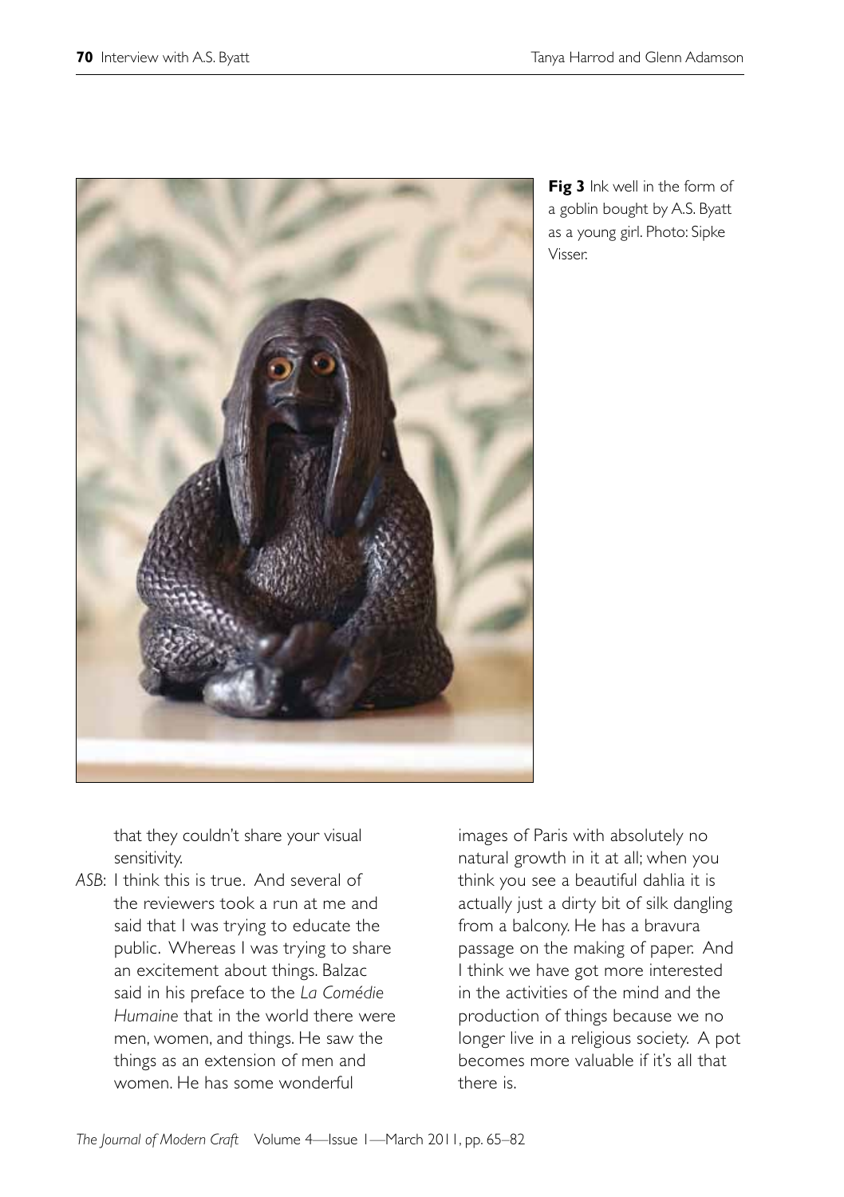**Fig 3** Ink well in the form of a goblin bought by A.S. Byatt as a young girl. Photo: Sipke Visser.

that they couldn't share your visual sensitivity.

*ASB*: I think this is true. And several of the reviewers took a run at me and said that I was trying to educate the public. Whereas I was trying to share an excitement about things. Balzac said in his preface to the *La Comédie Humaine* that in the world there were men, women, and things. He saw the things as an extension of men and women. He has some wonderful images of Paris with absolutely no natural growth in it at all; when you think you see a beautiful dahlia it is actually just a dirty bit of silk dangling from a balcony. He has a bravura passage on the making of paper. And I think we have got more interested in the activities of the mind and the production of things because we no longer live in a religious society. A pot becomes more valuable if it's all that there is.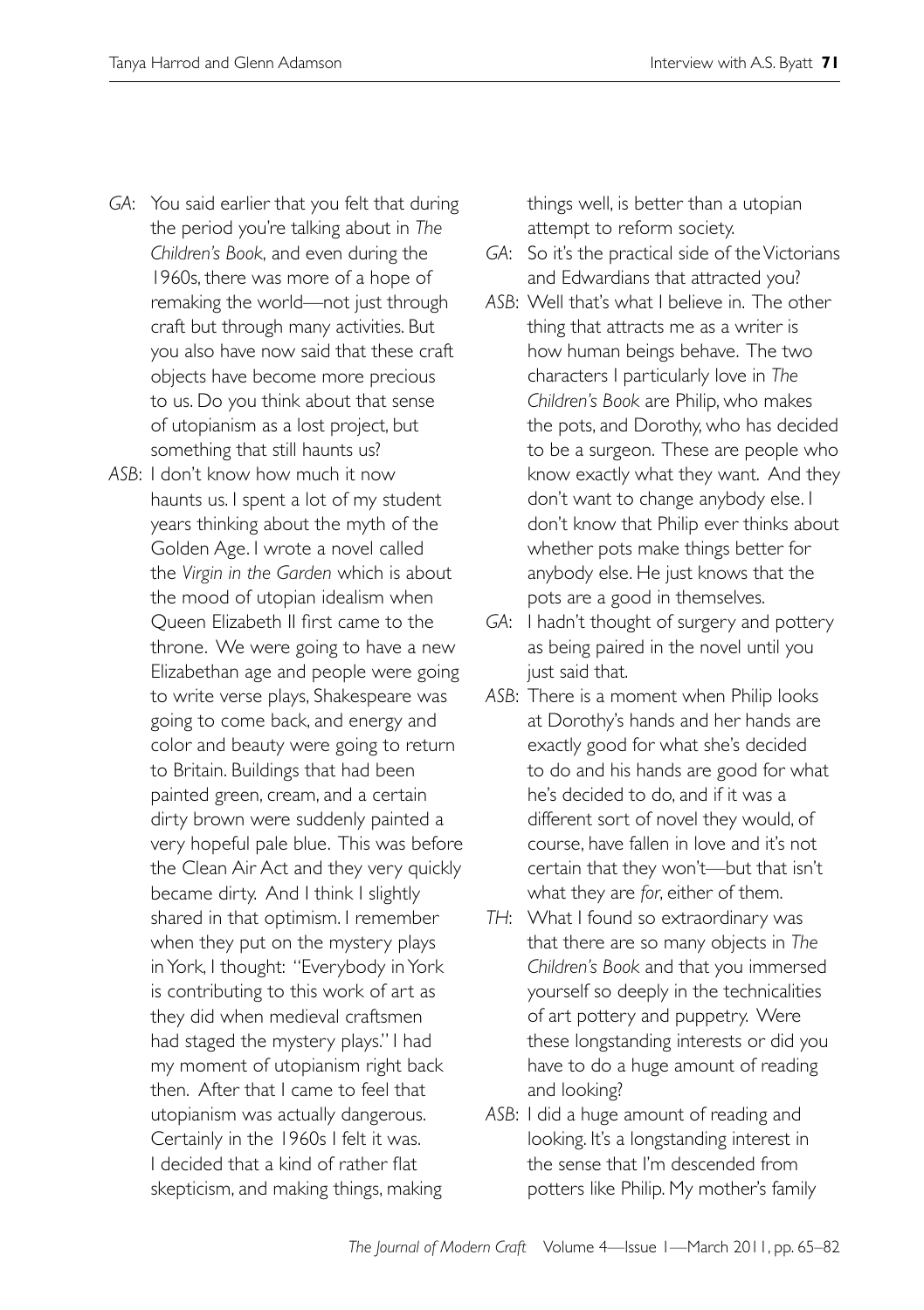*GA*: You said earlier that you felt that during the period you're talking about in *The Children's Book*, and even during the 1960s, there was more of a hope of remaking the world—not just through craft but through many activities. But you also have now said that these craft objects have become more precious to us. Do you think about that sense of utopianism as a lost project, but something that still haunts us?

*ASB*: I don't know how much it now haunts us. I spent a lot of my student years thinking about the myth of the Golden Age. I wrote a novel called the *Virgin in the Garden* which is about the mood of utopian idealism when Queen Elizabeth II first came to the throne. We were going to have a new Elizabethan age and people were going to write verse plays, Shakespeare was going to come back, and energy and color and beauty were going to return to Britain. Buildings that had been painted green, cream, and a certain dirty brown were suddenly painted a very hopeful pale blue. This was before the Clean Air Act and they very quickly became dirty. And I think I slightly shared in that optimism. I remember when they put on the mystery plays in York, I thought: "Everybody in York is contributing to this work of art as they did when medieval craftsmen had staged the mystery plays." I had my moment of utopianism right back then. After that I came to feel that utopianism was actually dangerous. Certainly in the 1960s I felt it was. I decided that a kind of rather flat skepticism, and making things, making things well, is better than a utopian attempt to reform society.

*GA*: So it's the practical side of the Victorians and Edwardians that attracted you?

*ASB*: Well that's what I believe in. The other thing that attracts me as a writer is how human beings behave. The two characters I particularly love in *The Children's Book* are Philip, who makes the pots, and Dorothy, who has decided to be a surgeon. These are people who know exactly what they want. And they don't want to change anybody else. I don't know that Philip ever thinks about whether pots make things better for anybody else. He just knows that the pots are a good in themselves.

*GA*: I hadn't thought of surgery and pottery as being paired in the novel until you just said that.

*ASB*: There is a moment when Philip looks at Dorothy's hands and her hands are exactly good for what she's decided to do and his hands are good for what he's decided to do, and if it was a different sort of novel they would, of course, have fallen in love and it's not certain that they won't—but that isn't what they are *for*, either of them.

*TH*: What I found so extraordinary was that there are so many objects in *The Children's Book* and that you immersed yourself so deeply in the technicalities of art pottery and puppetry. Were these longstanding interests or did you have to do a huge amount of reading and looking?

*ASB*: I did a huge amount of reading and looking. It's a longstanding interest in the sense that I'm descended from potters like Philip. My mother's family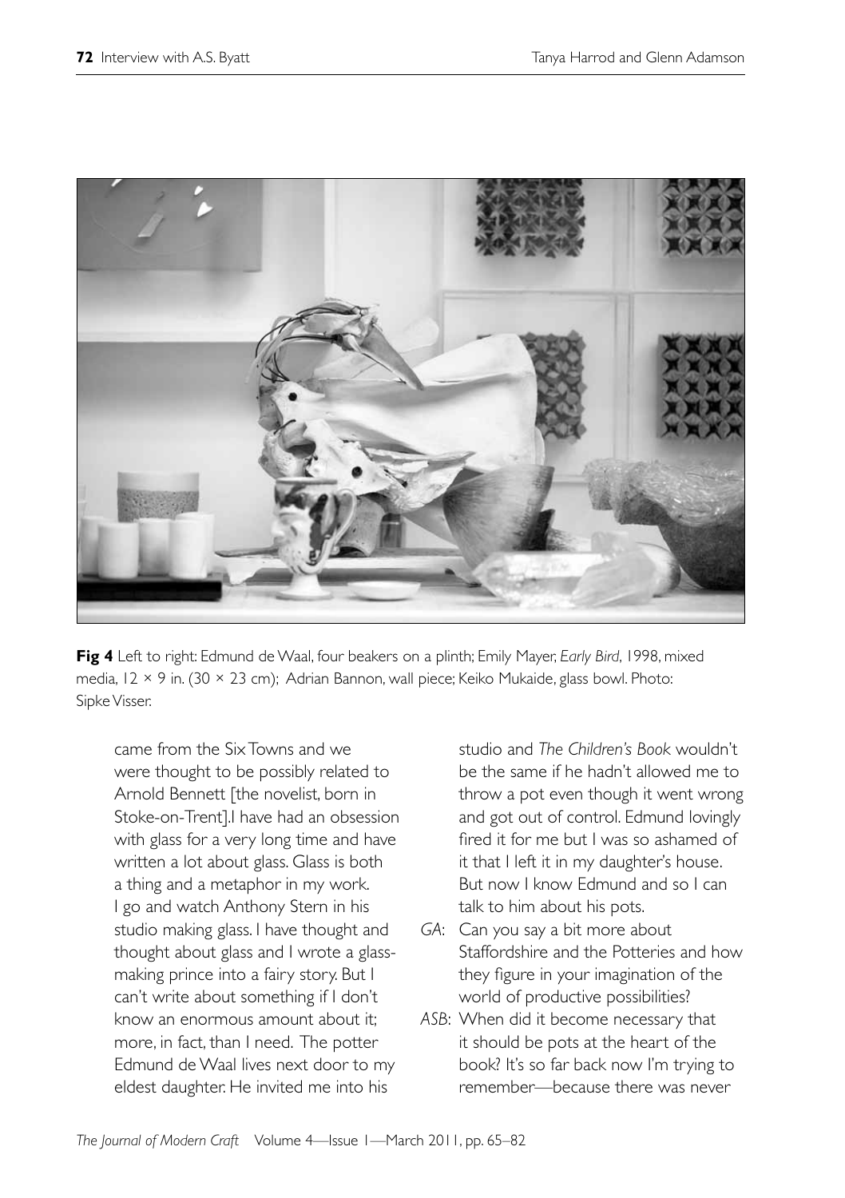**Fig 4** Left to right: Edmund de Waal, four beakers on a plinth; Emily Mayer, *Early Bird*, 1998, mixed media, 12 × 9 in. (30 × 23 cm); Adrian Bannon, wall piece; Keiko Mukaide, glass bowl. Photo: Sipke Visser.

came from the Six Towns and we were thought to be possibly related to Arnold Bennett [the novelist, born in Stoke-on-Trent].I have had an obsession with glass for a very long time and have written a lot about glass. Glass is both a thing and a metaphor in my work. I go and watch Anthony Stern in his studio making glass. I have thought and thought about glass and I wrote a glass-making prince into a fairy story. But I can't write about something if I don't know an enormous amount about it; more, in fact, than I need. The potter Edmund de Waal lives next door to my eldest daughter. He invited me into his studio and *The Children's Book* wouldn't be the same if he hadn't allowed me to throw a pot even though it went wrong and got out of control. Edmund lovingly fired it for me but I was so ashamed of it that I left it in my daughter's house. But now I know Edmund and so I can talk to him about his pots.

*GA*: Can you say a bit more about Staffordshire and the Potteries and how they figure in your imagination of the world of productive possibilities?

*ASB*: When did it become necessary that it should be pots at the heart of the book? It's so far back now I'm trying to remember—because there was never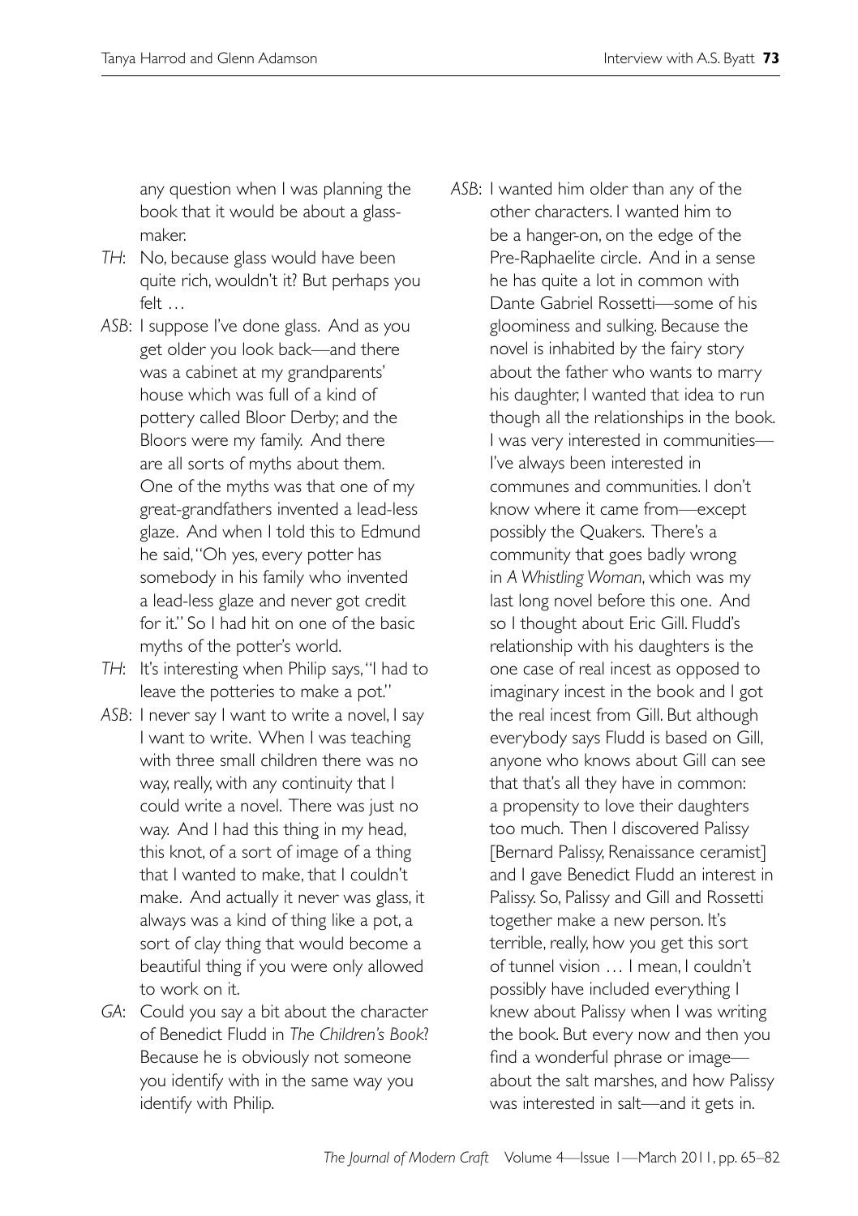any question when I was planning the book that it would be about a glass-maker.

*TH*: No, because glass would have been quite rich, wouldn't it? But perhaps you felt …

*ASB*: I suppose I've done glass. And as you get older you look back—and there was a cabinet at my grandparents' house which was full of a kind of pottery called Bloor Derby; and the Bloors were my family. And there are all sorts of myths about them. One of the myths was that one of my great-grandfathers invented a lead-less glaze. And when I told this to Edmund he said, "Oh yes, every potter has somebody in his family who invented a lead-less glaze and never got credit for it." So I had hit on one of the basic myths of the potter's world.

*TH*: It's interesting when Philip says, "I had to leave the potteries to make a pot."

*ASB*: I never say I want to write a novel, I say I want to write. When I was teaching with three small children there was no way, really, with any continuity that I could write a novel. There was just no way. And I had this thing in my head, this knot, of a sort of image of a thing that I wanted to make, that I couldn't make. And actually it never was glass, it always was a kind of thing like a pot, a sort of clay thing that would become a beautiful thing if you were only allowed to work on it.

*GA*: Could you say a bit about the character of Benedict Fludd in *The Children's Book*? Because he is obviously not someone you identify with in the same way you identify with Philip.

*ASB*: I wanted him older than any of the other characters. I wanted him to be a hanger-on, on the edge of the Pre-Raphaelite circle. And in a sense he has quite a lot in common with Dante Gabriel Rossetti—some of his gloominess and sulking. Because the novel is inhabited by the fairy story about the father who wants to marry his daughter, I wanted that idea to run though all the relationships in the book. I was very interested in communities—I've always been interested in communes and communities. I don't know where it came from—except possibly the Quakers. There's a community that goes badly wrong in *A Whistling Woman*, which was my last long novel before this one. And so I thought about Eric Gill. Fludd's relationship with his daughters is the one case of real incest as opposed to imaginary incest in the book and I got the real incest from Gill. But although everybody says Fludd is based on Gill, anyone who knows about Gill can see that that's all they have in common: a propensity to love their daughters too much. Then I discovered Palissy [Bernard Palissy, Renaissance ceramist] and I gave Benedict Fludd an interest in Palissy. So, Palissy and Gill and Rossetti together make a new person. It's terrible, really, how you get this sort of tunnel vision … I mean, I couldn't possibly have included everything I knew about Palissy when I was writing the book. But every now and then you find a wonderful phrase or image—about the salt marshes, and how Palissy was interested in salt—and it gets in.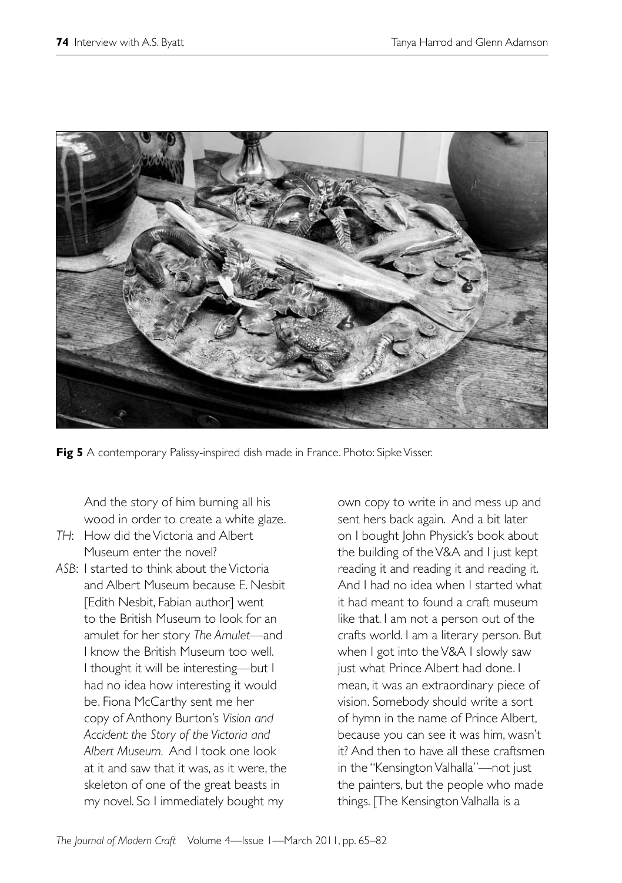**Fig 5** A contemporary Palissy-inspired dish made in France. Photo: Sipke Visser.

And the story of him burning all his wood in order to create a white glaze.

*TH*: How did the Victoria and Albert Museum enter the novel?

*ASB*: I started to think about the Victoria and Albert Museum because E. Nesbit [Edith Nesbit, Fabian author] went to the British Museum to look for an amulet for her story *The Amulet*—and I know the British Museum too well. I thought it will be interesting—but I had no idea how interesting it would be. Fiona McCarthy sent me her copy of Anthony Burton's *Vision and Accident: the Story of the Victoria and Albert Museum.* And I took one look at it and saw that it was, as it were, the skeleton of one of the great beasts in my novel. So I immediately bought my own copy to write in and mess up and sent hers back again. And a bit later on I bought John Physick's book about the building of the V&A and I just kept reading it and reading it and reading it. And I had no idea when I started what it had meant to found a craft museum like that. I am not a person out of the crafts world. I am a literary person. But when I got into the V&A I slowly saw just what Prince Albert had done. I mean, it was an extraordinary piece of vision. Somebody should write a sort of hymn in the name of Prince Albert, because you can see it was him, wasn't it? And then to have all these craftsmen in the "Kensington Valhalla"—not just the painters, but the people who made things. [The Kensington Valhalla is a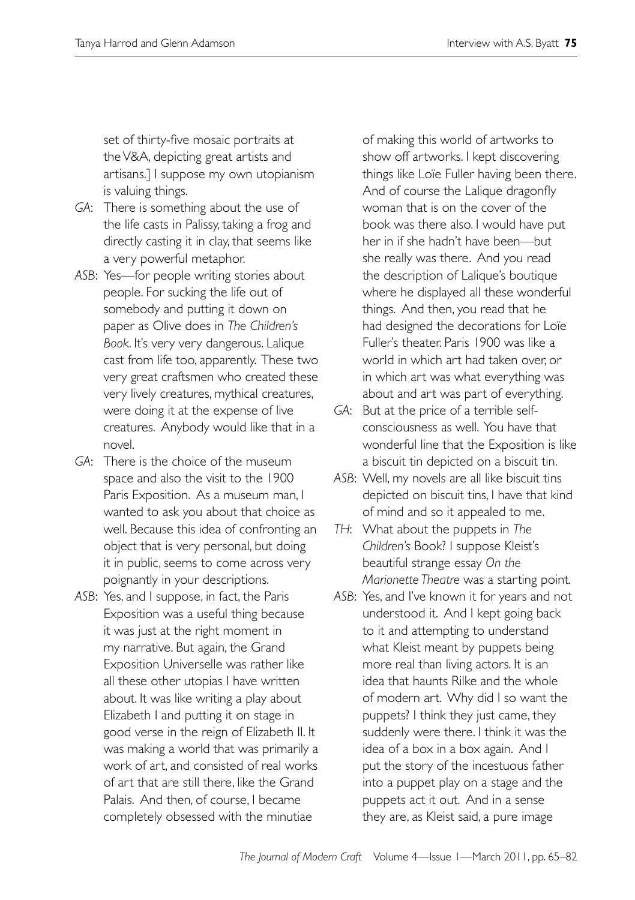set of thirty-five mosaic portraits at the V&A, depicting great artists and artisans.] I suppose my own utopianism is valuing things.

*GA*: There is something about the use of the life casts in Palissy, taking a frog and directly casting it in clay, that seems like a very powerful metaphor.

*ASB*: Yes—for people writing stories about people. For sucking the life out of somebody and putting it down on paper as Olive does in *The Children's Book*. It's very very dangerous. Lalique cast from life too, apparently. These two very great craftsmen who created these very lively creatures, mythical creatures, were doing it at the expense of live creatures. Anybody would like that in a novel.

*GA*: There is the choice of the museum space and also the visit to the 1900 Paris Exposition. As a museum man, I wanted to ask you about that choice as well. Because this idea of confronting an object that is very personal, but doing it in public, seems to come across very poignantly in your descriptions.

*ASB*: Yes, and I suppose, in fact, the Paris Exposition was a useful thing because it was just at the right moment in my narrative. But again, the Grand Exposition Universelle was rather like all these other utopias I have written about. It was like writing a play about Elizabeth I and putting it on stage in good verse in the reign of Elizabeth II. It was making a world that was primarily a work of art, and consisted of real works of art that are still there, like the Grand Palais. And then, of course, I became completely obsessed with the minutiae of making this world of artworks to show off artworks. I kept discovering things like Loïe Fuller having been there. And of course the Lalique dragonfly woman that is on the cover of the book was there also. I would have put her in if she hadn't have been—but she really was there. And you read the description of Lalique's boutique where he displayed all these wonderful things. And then, you read that he had designed the decorations for Loïe Fuller's theater. Paris 1900 was like a world in which art had taken over, or in which art was what everything was about and art was part of everything.

*GA*: But at the price of a terrible self-consciousness as well. You have that wonderful line that the Exposition is like a biscuit tin depicted on a biscuit tin.

*ASB*: Well, my novels are all like biscuit tins depicted on biscuit tins, I have that kind of mind and so it appealed to me.

*TH*: What about the puppets in *The Children's* Book? I suppose Kleist's beautiful strange essay *On the Marionette Theatre* was a starting point.

*ASB*: Yes, and I've known it for years and not understood it. And I kept going back to it and attempting to understand what Kleist meant by puppets being more real than living actors. It is an idea that haunts Rilke and the whole of modern art. Why did I so want the puppets? I think they just came, they suddenly were there. I think it was the idea of a box in a box again. And I put the story of the incestuous father into a puppet play on a stage and the puppets act it out. And in a sense they are, as Kleist said, a pure image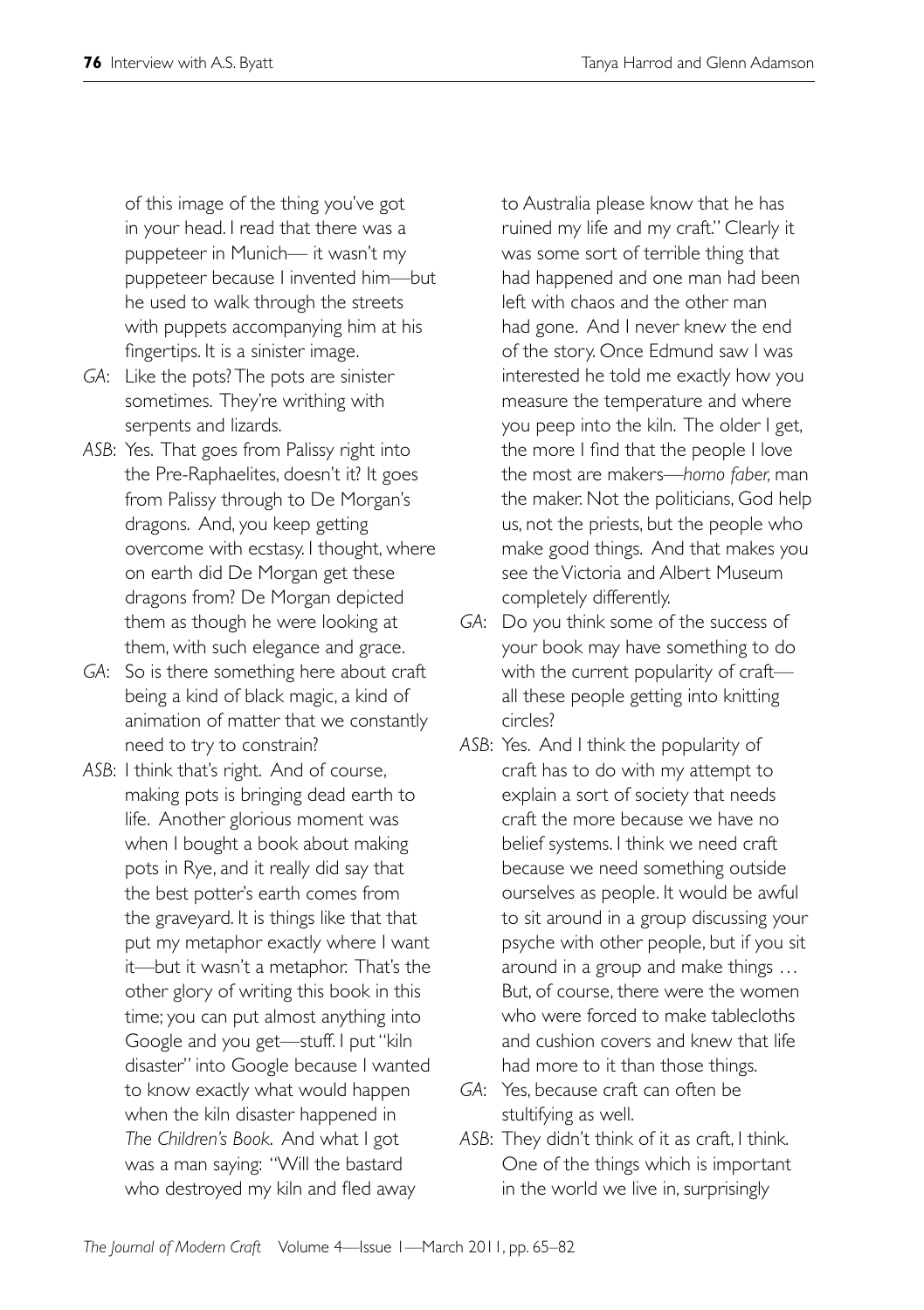of this image of the thing you've got in your head. I read that there was a puppeteer in Munich— it wasn't my puppeteer because I invented him—but he used to walk through the streets with puppets accompanying him at his fingertips. It is a sinister image.

*GA*: Like the pots? The pots are sinister sometimes. They're writhing with serpents and lizards.

*ASB*: Yes. That goes from Palissy right into the Pre-Raphaelites, doesn't it? It goes from Palissy through to De Morgan's dragons. And, you keep getting overcome with ecstasy. I thought, where on earth did De Morgan get these dragons from? De Morgan depicted them as though he were looking at them, with such elegance and grace.

*GA*: So is there something here about craft being a kind of black magic, a kind of animation of matter that we constantly need to try to constrain?

*ASB*: I think that's right. And of course, making pots is bringing dead earth to life. Another glorious moment was when I bought a book about making pots in Rye, and it really did say that the best potter's earth comes from the graveyard. It is things like that that put my metaphor exactly where I want it—but it wasn't a metaphor. That's the other glory of writing this book in this time; you can put almost anything into Google and you get—stuff. I put "kiln disaster" into Google because I wanted to know exactly what would happen when the kiln disaster happened in *The Children's Book*. And what I got was a man saying: "Will the bastard who destroyed my kiln and fled away to Australia please know that he has ruined my life and my craft." Clearly it was some sort of terrible thing that had happened and one man had been left with chaos and the other man had gone. And I never knew the end of the story. Once Edmund saw I was interested he told me exactly how you measure the temperature and where you peep into the kiln. The older I get, the more I find that the people I love the most are makers—*homo faber,* man the maker. Not the politicians, God help us, not the priests, but the people who make good things. And that makes you see the Victoria and Albert Museum completely differently.

*GA*: Do you think some of the success of your book may have something to do with the current popularity of craft—all these people getting into knitting circles?

*ASB*: Yes. And I think the popularity of craft has to do with my attempt to explain a sort of society that needs craft the more because we have no belief systems. I think we need craft because we need something outside ourselves as people. It would be awful to sit around in a group discussing your psyche with other people, but if you sit around in a group and make things … But, of course, there were the women who were forced to make tablecloths and cushion covers and knew that life had more to it than those things.

*GA*: Yes, because craft can often be stultifying as well.

*ASB*: They didn't think of it as craft, I think. One of the things which is important in the world we live in, surprisingly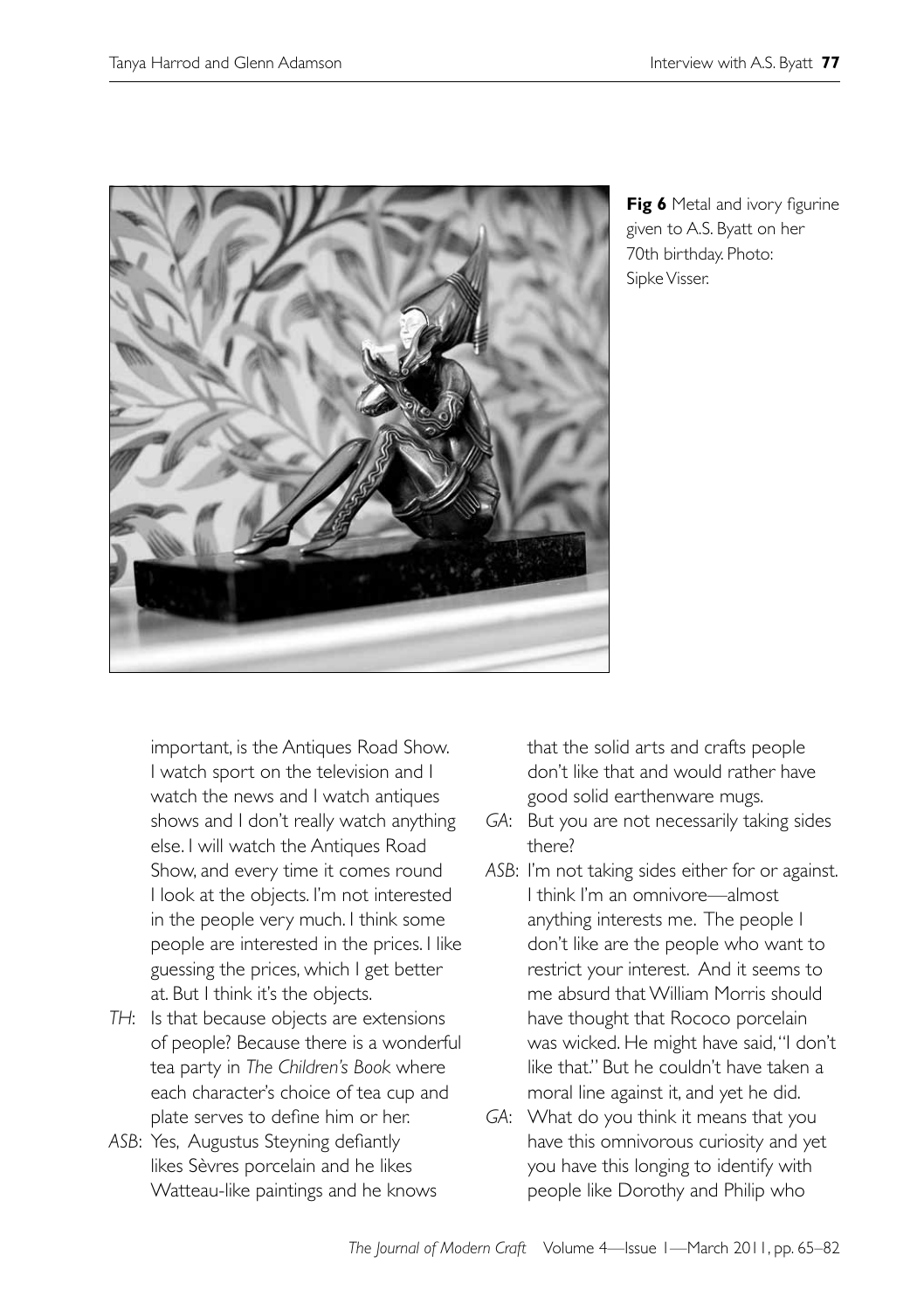**Fig 6** Metal and ivory figurine given to A.S. Byatt on her 70th birthday. Photo: Sipke Visser.

important, is the Antiques Road Show. I watch sport on the television and I watch the news and I watch antiques shows and I don't really watch anything else. I will watch the Antiques Road Show, and every time it comes round I look at the objects. I'm not interested in the people very much. I think some people are interested in the prices. I like guessing the prices, which I get better at. But I think it's the objects.

*TH*: Is that because objects are extensions of people? Because there is a wonderful tea party in *The Children's Book* where each character's choice of tea cup and plate serves to define him or her.

*ASB*: Yes, Augustus Steyning defiantly likes Sèvres porcelain and he likes Watteau-like paintings and he knows that the solid arts and crafts people don't like that and would rather have good solid earthenware mugs.

*GA*: But you are not necessarily taking sides there?

*ASB*: I'm not taking sides either for or against. I think I'm an omnivore—almost anything interests me. The people I don't like are the people who want to restrict your interest. And it seems to me absurd that William Morris should have thought that Rococo porcelain was wicked. He might have said, "I don't like that." But he couldn't have taken a moral line against it, and yet he did.

*GA*: What do you think it means that you have this omnivorous curiosity and yet you have this longing to identify with people like Dorothy and Philip who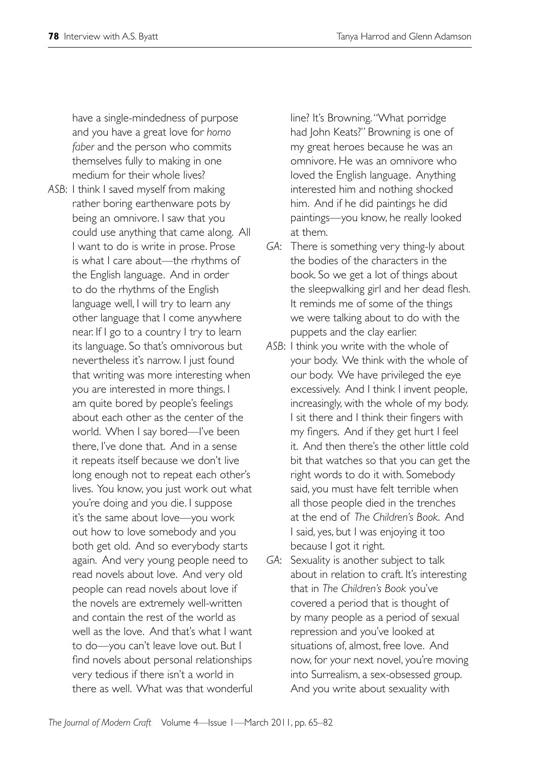have a single-mindedness of purpose and you have a great love for *homo faber* and the person who commits themselves fully to making in one medium for their whole lives?

*ASB*: I think I saved myself from making rather boring earthenware pots by being an omnivore. I saw that you could use anything that came along. All I want to do is write in prose. Prose is what I care about—the rhythms of the English language. And in order to do the rhythms of the English language well, I will try to learn any other language that I come anywhere near. If I go to a country I try to learn its language. So that's omnivorous but nevertheless it's narrow. I just found that writing was more interesting when you are interested in more things. I am quite bored by people's feelings about each other as the center of the world. When I say bored—I've been there, I've done that. And in a sense it repeats itself because we don't live long enough not to repeat each other's lives. You know, you just work out what you're doing and you die. I suppose it's the same about love—you work out how to love somebody and you both get old. And so everybody starts again. And very young people need to read novels about love. And very old people can read novels about love if the novels are extremely well-written and contain the rest of the world as well as the love. And that's what I want to do—you can't leave love out. But I find novels about personal relationships very tedious if there isn't a world in there as well. What was that wonderful line? It's Browning. "What porridge had John Keats?" Browning is one of my great heroes because he was an omnivore. He was an omnivore who loved the English language. Anything interested him and nothing shocked him. And if he did paintings he did paintings—you know, he really looked at them.

*GA*: There is something very thing-ly about the bodies of the characters in the book. So we get a lot of things about the sleepwalking girl and her dead flesh. It reminds me of some of the things we were talking about to do with the puppets and the clay earlier.

*ASB*: I think you write with the whole of your body. We think with the whole of our body. We have privileged the eye excessively. And I think I invent people, increasingly, with the whole of my body. I sit there and I think their fingers with my fingers. And if they get hurt I feel it. And then there's the other little cold bit that watches so that you can get the right words to do it with. Somebody said, you must have felt terrible when all those people died in the trenches at the end of *The Children's Book*. And I said, yes, but I was enjoying it too because I got it right.

*GA*: Sexuality is another subject to talk about in relation to craft. It's interesting that in *The Children's Book* you've covered a period that is thought of by many people as a period of sexual repression and you've looked at situations of, almost, free love. And now, for your next novel, you're moving into Surrealism, a sex-obsessed group. And you write about sexuality with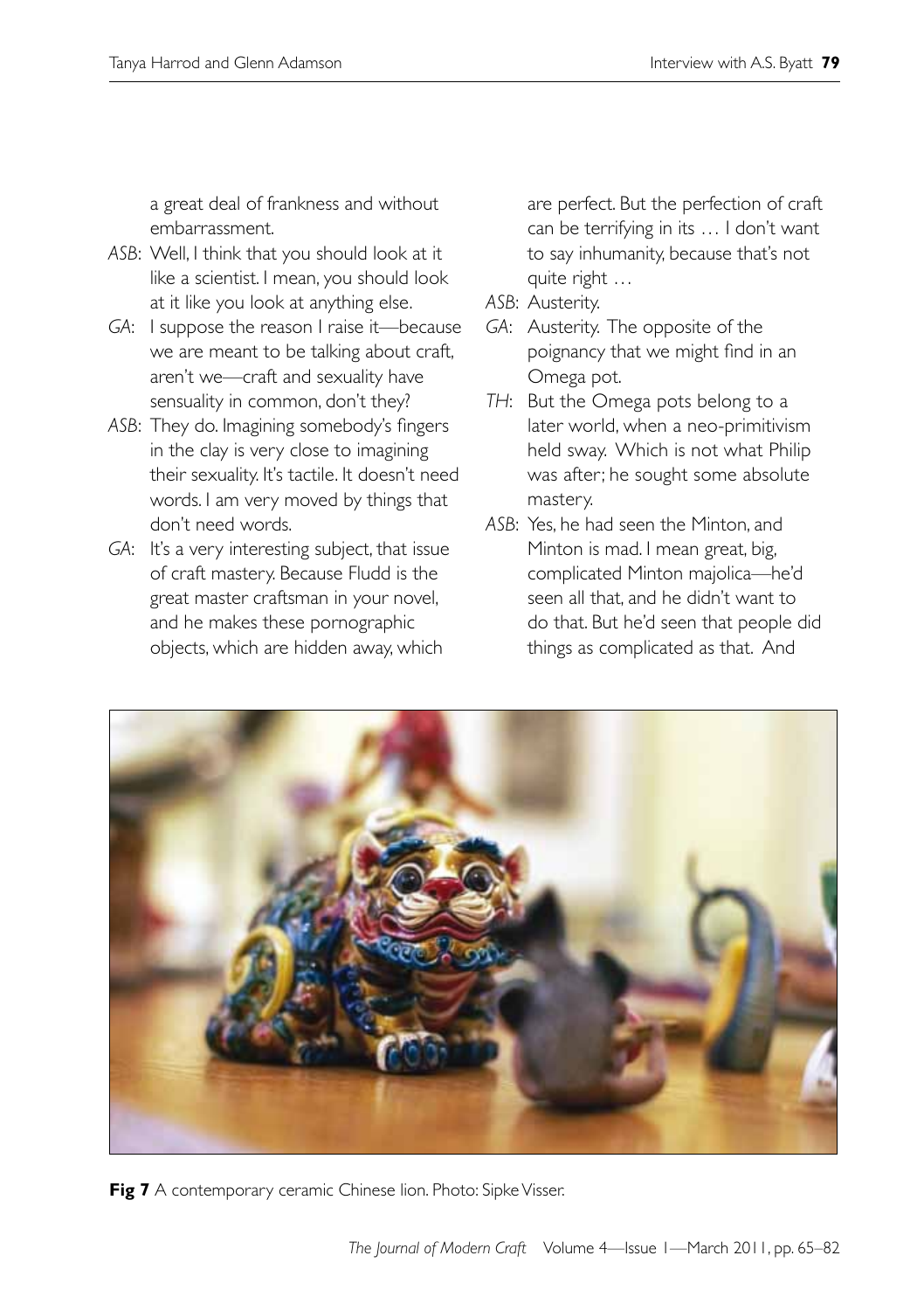a great deal of frankness and without embarrassment.

*ASB*: Well, I think that you should look at it like a scientist. I mean, you should look at it like you look at anything else.

*GA*: I suppose the reason I raise it—because we are meant to be talking about craft, aren't we—craft and sexuality have sensuality in common, don't they?

*ASB*: They do. Imagining somebody's fingers in the clay is very close to imagining their sexuality. It's tactile. It doesn't need words. I am very moved by things that don't need words.

*GA*: It's a very interesting subject, that issue of craft mastery. Because Fludd is the great master craftsman in your novel, and he makes these pornographic objects, which are hidden away, which are perfect. But the perfection of craft can be terrifying in its … I don't want to say inhumanity, because that's not quite right …

*ASB*: Austerity.

*GA*: Austerity. The opposite of the poignancy that we might find in an Omega pot.

*TH*: But the Omega pots belong to a later world, when a neo-primitivism held sway. Which is not what Philip was after; he sought some absolute mastery.

*ASB*: Yes, he had seen the Minton, and Minton is mad. I mean great, big, complicated Minton majolica—he'd seen all that, and he didn't want to do that. But he'd seen that people did things as complicated as that. And

**Fig 7** A contemporary ceramic Chinese lion. Photo: Sipke Visser.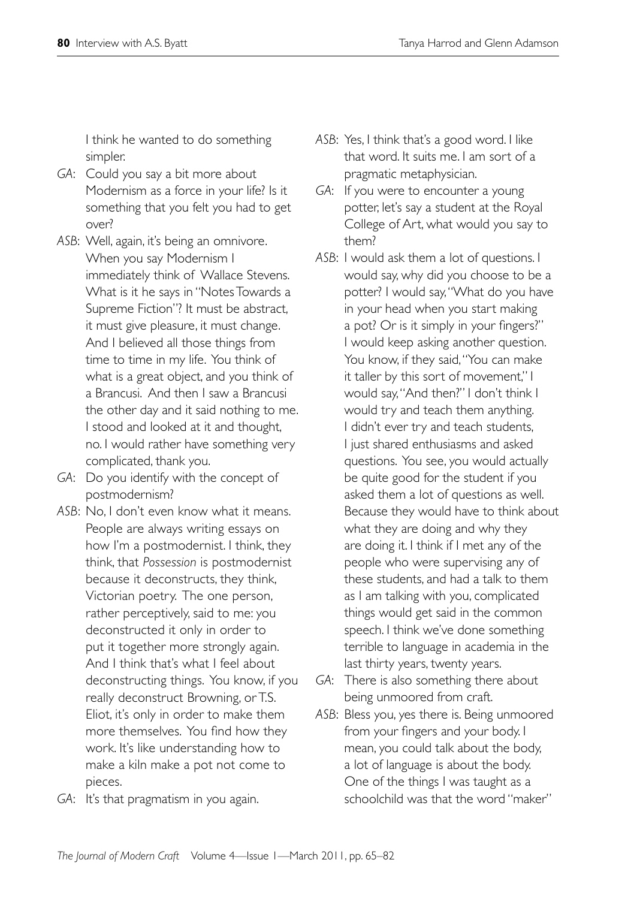I think he wanted to do something simpler.

*GA*: Could you say a bit more about Modernism as a force in your life? Is it something that you felt you had to get over?

*ASB*: Well, again, it's being an omnivore. When you say Modernism I immediately think of Wallace Stevens. What is it he says in "Notes Towards a Supreme Fiction"? It must be abstract, it must give pleasure, it must change. And I believed all those things from time to time in my life. You think of what is a great object, and you think of a Brancusi. And then I saw a Brancusi the other day and it said nothing to me. I stood and looked at it and thought, no. I would rather have something very complicated, thank you.

*GA*: Do you identify with the concept of postmodernism?

*ASB*: No, I don't even know what it means. People are always writing essays on how I'm a postmodernist. I think, they think, that *Possession* is postmodernist because it deconstructs, they think, Victorian poetry. The one person, rather perceptively, said to me: you deconstructed it only in order to put it together more strongly again. And I think that's what I feel about deconstructing things. You know, if you really deconstruct Browning, or T.S. Eliot, it's only in order to make them more themselves. You find how they work. It's like understanding how to make a kiln make a pot not come to pieces.

*GA*: It's that pragmatism in you again.

*ASB*: Yes, I think that's a good word. I like that word. It suits me. I am sort of a pragmatic metaphysician.

*GA*: If you were to encounter a young potter, let's say a student at the Royal College of Art, what would you say to them?

*ASB*: I would ask them a lot of questions. I would say, why did you choose to be a potter? I would say, "What do you have in your head when you start making a pot? Or is it simply in your fingers?" I would keep asking another question. You know, if they said, "You can make it taller by this sort of movement," I would say, "And then?" I don't think I would try and teach them anything. I didn't ever try and teach students, I just shared enthusiasms and asked questions. You see, you would actually be quite good for the student if you asked them a lot of questions as well. Because they would have to think about what they are doing and why they are doing it. I think if I met any of the people who were supervising any of these students, and had a talk to them as I am talking with you, complicated things would get said in the common speech. I think we've done something terrible to language in academia in the last thirty years, twenty years.

*GA*: There is also something there about being unmoored from craft.

*ASB*: Bless you, yes there is. Being unmoored from your fingers and your body. I mean, you could talk about the body, a lot of language is about the body. One of the things I was taught as a schoolchild was that the word "maker"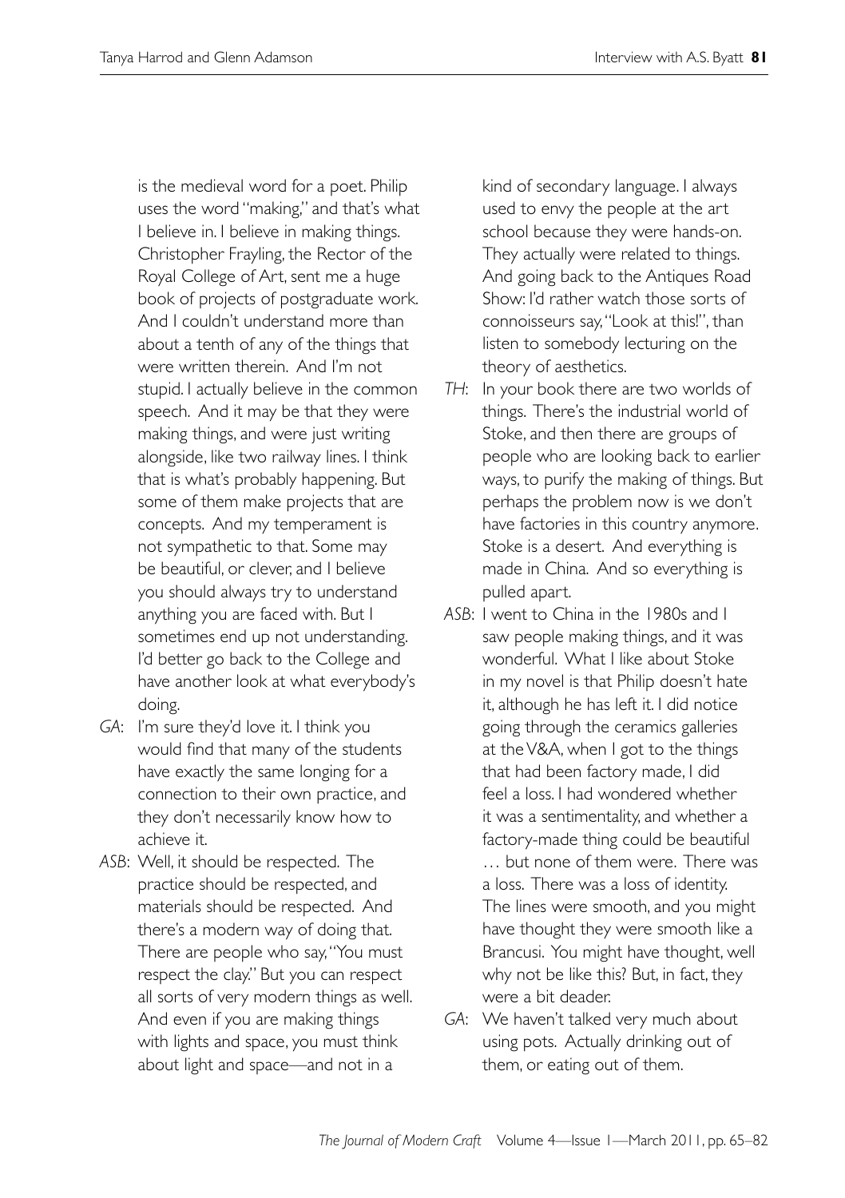is the medieval word for a poet. Philip uses the word "making," and that's what I believe in. I believe in making things. Christopher Frayling, the Rector of the Royal College of Art, sent me a huge book of projects of postgraduate work. And I couldn't understand more than about a tenth of any of the things that were written therein. And I'm not stupid. I actually believe in the common speech. And it may be that they were making things, and were just writing alongside, like two railway lines. I think that is what's probably happening. But some of them make projects that are concepts. And my temperament is not sympathetic to that. Some may be beautiful, or clever, and I believe you should always try to understand anything you are faced with. But I sometimes end up not understanding. I'd better go back to the College and have another look at what everybody's doing.

*GA*: I'm sure they'd love it. I think you would find that many of the students have exactly the same longing for a connection to their own practice, and they don't necessarily know how to achieve it.

*ASB*: Well, it should be respected. The practice should be respected, and materials should be respected. And there's a modern way of doing that. There are people who say, "You must respect the clay." But you can respect all sorts of very modern things as well. And even if you are making things with lights and space, you must think about light and space—and not in a kind of secondary language. I always used to envy the people at the art school because they were hands-on. They actually were related to things. And going back to the Antiques Road Show: I'd rather watch those sorts of connoisseurs say, "Look at this!", than listen to somebody lecturing on the theory of aesthetics.

*TH*: In your book there are two worlds of things. There's the industrial world of Stoke, and then there are groups of people who are looking back to earlier ways, to purify the making of things. But perhaps the problem now is we don't have factories in this country anymore. Stoke is a desert. And everything is made in China. And so everything is pulled apart.

*ASB*: I went to China in the 1980s and I saw people making things, and it was wonderful. What I like about Stoke in my novel is that Philip doesn't hate it, although he has left it. I did notice going through the ceramics galleries at the V&A, when I got to the things that had been factory made, I did feel a loss. I had wondered whether it was a sentimentality, and whether a factory-made thing could be beautiful … but none of them were. There was a loss. There was a loss of identity. The lines were smooth, and you might have thought they were smooth like a Brancusi. You might have thought, well why not be like this? But, in fact, they were a bit deader.

*GA*: We haven't talked very much about using pots. Actually drinking out of them, or eating out of them.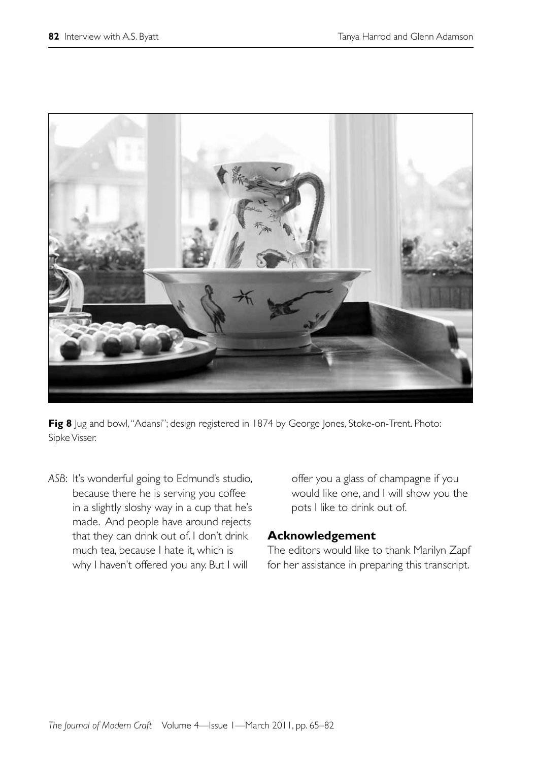**Fig 8** Jug and bowl, "Adansi"; design registered in 1874 by George Jones, Stoke-on-Trent. Photo: Sipke Visser.

*ASB*: It's wonderful going to Edmund's studio, because there he is serving you coffee in a slightly sloshy way in a cup that he's made. And people have around rejects that they can drink out of. I don't drink much tea, because I hate it, which is why I haven't offered you any. But I will offer you a glass of champagne if you would like one, and I will show you the pots I like to drink out of.

## Acknowledgement

The editors would like to thank Marilyn Zapf for her assistance in preparing this transcript.